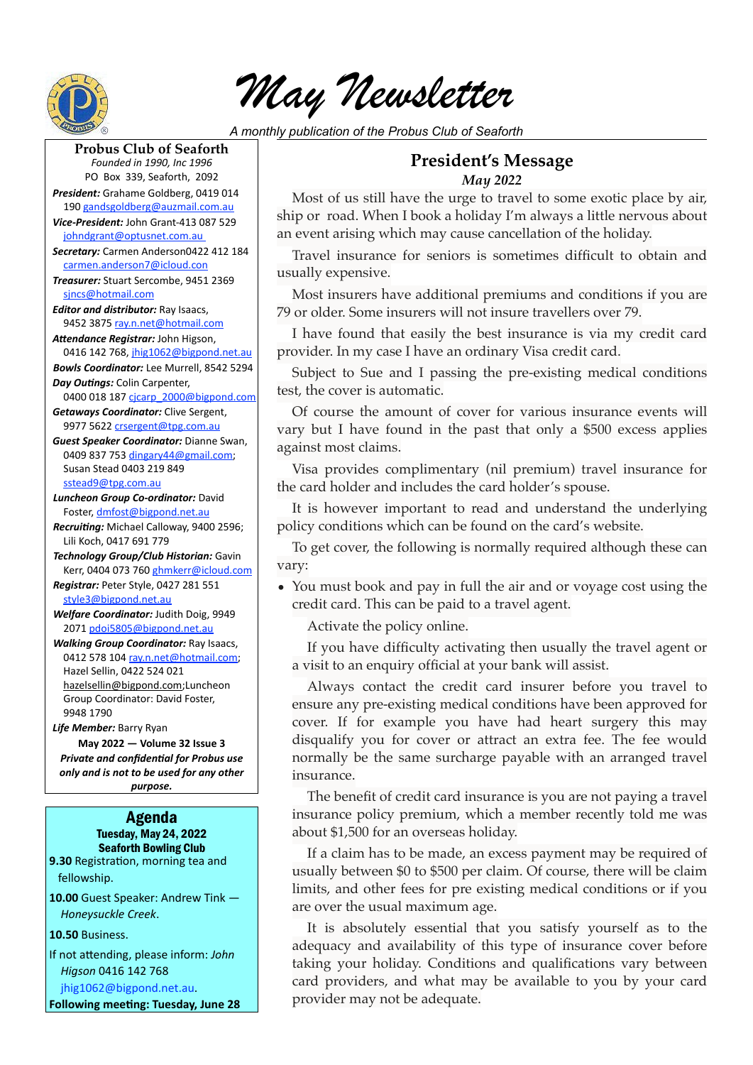# May Newsletter

*A monthly publication of the Probus Club of Seaforth*

**Probus Club of Seaforth**
*Founded in 1990, Inc 1996*
PO Box 339, Seaforth, 2092

***President:*** Grahame Goldberg, 0419 014 190 gandsgoldberg@auzmail.com.au
***Vice-President:*** John Grant-413 087 529 johndgrant@optusnet.com.au
***Secretary:*** Carmen Anderson0422 412 184 carmen.anderson7@icloud.com
***Treasurer:*** Stuart Sercombe, 9451 2369 sjncs@hotmail.com
***Editor and distributor:*** Ray Isaacs, 9452 3875 ray.n.net@hotmail.com
***Attendance Registrar:*** John Higson, 0416 142 768, jhig1062@bigpond.net.au
***Bowls Coordinator:*** Lee Murrell, 8542 5294
***Day Outings:*** Colin Carpenter, 0400 018 187 cjcarp_2000@bigpond.com
***Getaways Coordinator:*** Clive Sergent, 9977 5622 crsergent@tpg.com.au
***Guest Speaker Coordinator:*** Dianne Swan, 0409 837 753 dingary44@gmail.com; Susan Stead 0403 219 849 sstead9@tpg.com.au
***Luncheon Group Co-ordinator:*** David Foster, dmfost@bigpond.net.au
***Recruiting:*** Michael Calloway, 9400 2596; Lili Koch, 0417 691 779
***Technology Group/Club Historian:*** Gavin Kerr, 0404 073 760 ghmkerr@icloud.com
***Registrar:*** Peter Style, 0427 281 551 style3@bigpond.net.au
***Welfare Coordinator:*** Judith Doig, 9949 2071 pdoi5805@bigpond.net.au
***Walking Group Coordinator:*** Ray Isaacs, 0412 578 104 ray.n.net@hotmail.com; Hazel Sellin, 0422 524 021 hazelsellin@bigpond.com;Luncheon Group Coordinator: David Foster, 9948 1790
***Life Member:*** Barry Ryan

**May 2022 — Volume 32 Issue 3**
***Private and confidential for Probus use only and is not to be used for any other purpose.***

## Agenda

**Tuesday, May 24, 2022**
**Seaforth Bowling Club**

**9.30** Registration, morning tea and fellowship.

**10.00** Guest Speaker: Andrew Tink — *Honeysuckle Creek*.

**10.50** Business.

If not attending, please inform: *John Higson* 0416 142 768 jhig1062@bigpond.net.au.

**Following meeting: Tuesday, June 28**

## President's Message

*May 2022*

Most of us still have the urge to travel to some exotic place by air, ship or road. When I book a holiday I'm always a little nervous about an event arising which may cause cancellation of the holiday.

Travel insurance for seniors is sometimes difficult to obtain and usually expensive.

Most insurers have additional premiums and conditions if you are 79 or older. Some insurers will not insure travellers over 79.

I have found that easily the best insurance is via my credit card provider. In my case I have an ordinary Visa credit card.

Subject to Sue and I passing the pre-existing medical conditions test, the cover is automatic.

Of course the amount of cover for various insurance events will vary but I have found in the past that only a $500 excess applies against most claims.

Visa provides complimentary (nil premium) travel insurance for the card holder and includes the card holder's spouse.

It is however important to read and understand the underlying policy conditions which can be found on the card's website.

To get cover, the following is normally required although these can vary:

- You must book and pay in full the air and or voyage cost using the credit card. This can be paid to a travel agent.

  Activate the policy online.

  If you have difficulty activating then usually the travel agent or a visit to an enquiry official at your bank will assist.

  Always contact the credit card insurer before you travel to ensure any pre-existing medical conditions have been approved for cover. If for example you have had heart surgery this may disqualify you for cover or attract an extra fee. The fee would normally be the same surcharge payable with an arranged travel insurance.

  The benefit of credit card insurance is you are not paying a travel insurance policy premium, which a member recently told me was about $1,500 for an overseas holiday.

  If a claim has to be made, an excess payment may be required of usually between $0 to $500 per claim. Of course, there will be claim limits, and other fees for pre existing medical conditions or if you are over the usual maximum age.

  It is absolutely essential that you satisfy yourself as to the adequacy and availability of this type of insurance cover before taking your holiday. Conditions and qualifications vary between card providers, and what may be available to you by your card provider may not be adequate.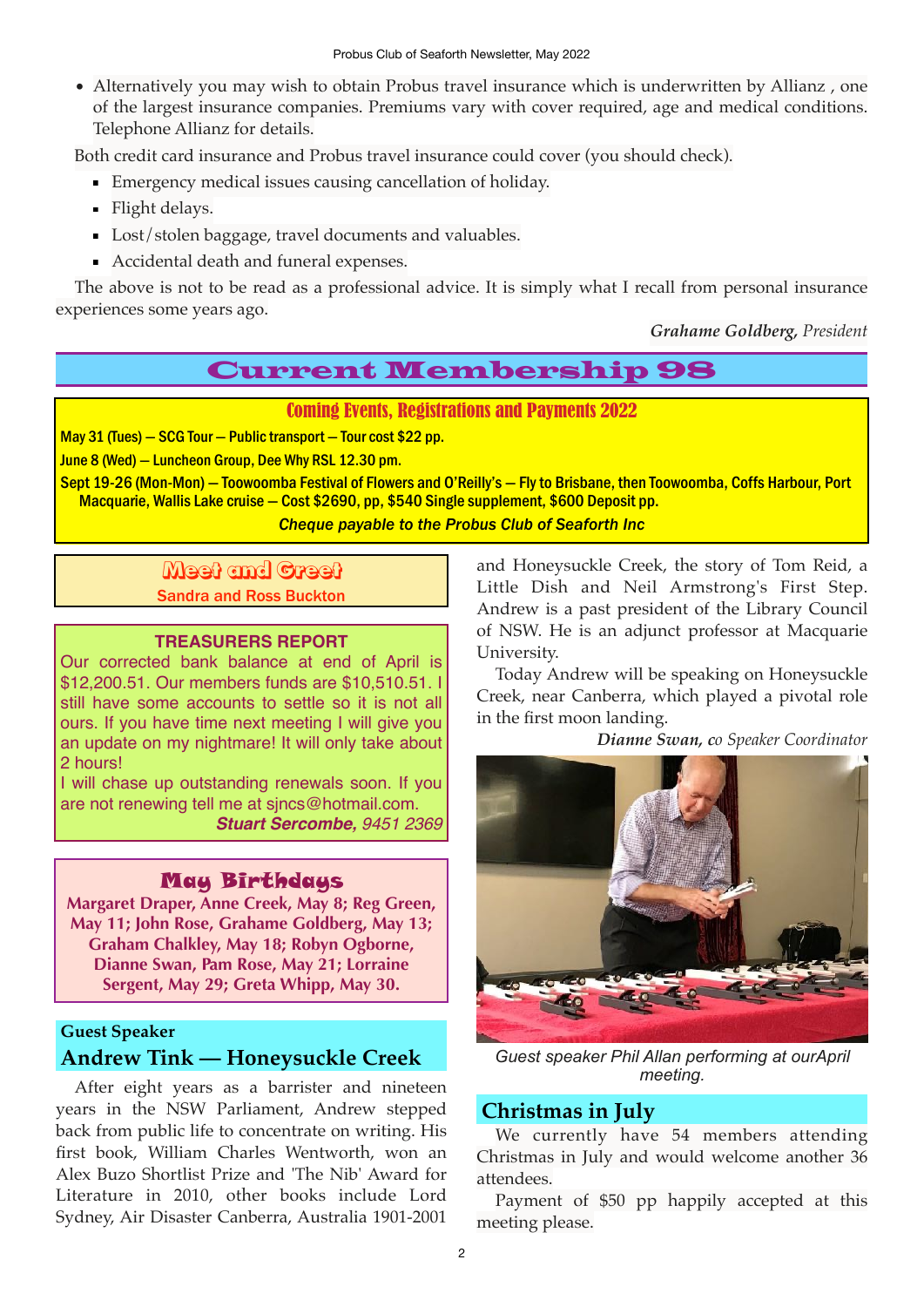- Alternatively you may wish to obtain Probus travel insurance which is underwritten by Allianz , one of the largest insurance companies. Premiums vary with cover required, age and medical conditions. Telephone Allianz for details.

Both credit card insurance and Probus travel insurance could cover (you should check).

- Emergency medical issues causing cancellation of holiday.
- Flight delays.
- Lost/stolen baggage, travel documents and valuables.
- Accidental death and funeral expenses.

The above is not to be read as a professional advice. It is simply what I recall from personal insurance experiences some years ago.

***Grahame Goldberg,** President*

# Current Membership 98

## Coming Events, Registrations and Payments 2022

**May 31 (Tues) — SCG Tour — Public transport — Tour cost $22 pp.**

**June 8 (Wed) — Luncheon Group, Dee Why RSL 12.30 pm.**

**Sept 19-26 (Mon-Mon) — Toowoomba Festival of Flowers and O'Reilly's — Fly to Brisbane, then Toowoomba, Coffs Harbour, Port Macquarie, Wallis Lake cruise — Cost $2690, pp, $540 Single supplement, $600 Deposit pp.**

***Cheque payable to the Probus Club of Seaforth Inc***

## Meet and Greet

**Sandra and Ross Buckton**

## TREASURERS REPORT

Our corrected bank balance at end of April is $12,200.51. Our members funds are $10,510.51. I still have some accounts to settle so it is not all ours. If you have time next meeting I will give you an update on my nightmare! It will only take about 2 hours!

I will chase up outstanding renewals soon. If you are not renewing tell me at sjncs@hotmail.com.

***Stuart Sercombe,** 9451 2369*

## May Birthdays

**Margaret Draper, Anne Creek, May 8; Reg Green, May 11; John Rose, Grahame Goldberg, May 13; Graham Chalkley, May 18; Robyn Ogborne, Dianne Swan, Pam Rose, May 21; Lorraine Sergent, May 29; Greta Whipp, May 30.**

## Guest Speaker

## Andrew Tink — Honeysuckle Creek

After eight years as a barrister and nineteen years in the NSW Parliament, Andrew stepped back from public life to concentrate on writing. His first book, William Charles Wentworth, won an Alex Buzo Shortlist Prize and 'The Nib' Award for Literature in 2010, other books include Lord Sydney, Air Disaster Canberra, Australia 1901-2001 and Honeysuckle Creek, the story of Tom Reid, a Little Dish and Neil Armstrong's First Step. Andrew is a past president of the Library Council of NSW. He is an adjunct professor at Macquarie University.

Today Andrew will be speaking on Honeysuckle Creek, near Canberra, which played a pivotal role in the first moon landing.

***Dianne Swan,** co Speaker Coordinator*

*Guest speaker Phil Allan performing at ourApril meeting.*

## Christmas in July

We currently have 54 members attending Christmas in July and would welcome another 36 attendees.

Payment of $50 pp happily accepted at this meeting please.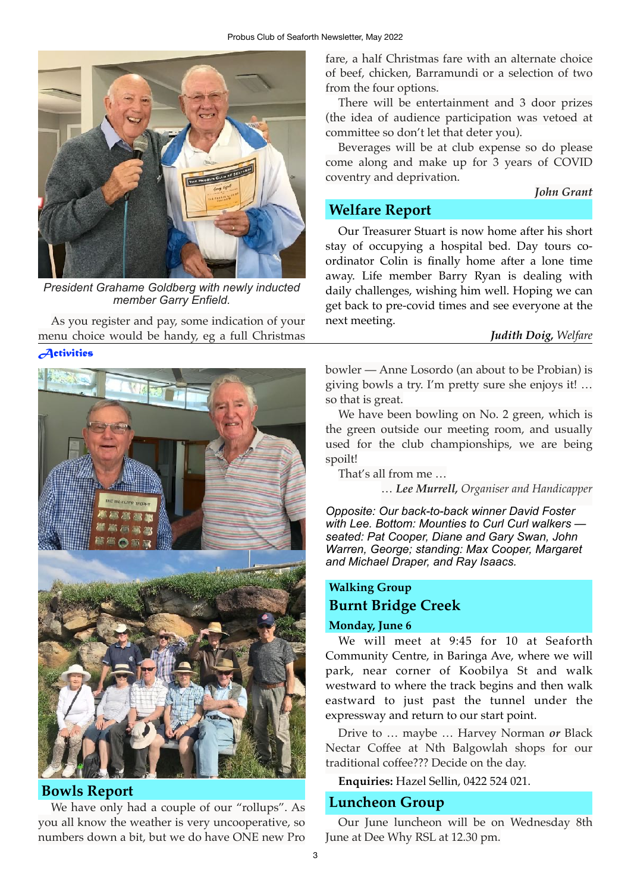President Grahame Goldberg with newly inducted member Garry Enfield.

As you register and pay, some indication of your menu choice would be handy, eg a full Christmas fare, a half Christmas fare with an alternate choice of beef, chicken, Barramundi or a selection of two from the four options.

There will be entertainment and 3 door prizes (the idea of audience participation was vetoed at committee so don't let that deter you).

Beverages will be at club expense so do please come along and make up for 3 years of COVID coventry and deprivation.

*John Grant*

## Welfare Report

Our Treasurer Stuart is now home after his short stay of occupying a hospital bed. Day tours co-ordinator Colin is finally home after a lone time away. Life member Barry Ryan is dealing with daily challenges, wishing him well. Hoping we can get back to pre-covid times and see everyone at the next meeting.

***Judith Doig**, Welfare*

# Activities

## Bowls Report

We have only had a couple of our "rollups". As you all know the weather is very uncooperative, so numbers down a bit, but we do have ONE new Pro bowler — Anne Losordo (an about to be Probian) is giving bowls a try. I'm pretty sure she enjoys it! … so that is great.

We have been bowling on No. 2 green, which is the green outside our meeting room, and usually used for the club championships, we are being spoilt!

That's all from me …

… ***Lee Murrell**, Organiser and Handicapper*

*Opposite: Our back-to-back winner David Foster with Lee. Bottom: Mounties to Curl Curl walkers — seated: Pat Cooper, Diane and Gary Swan, John Warren, George; standing: Max Cooper, Margaret and Michael Draper, and Ray Isaacs.*

## Walking Group

## Burnt Bridge Creek

**Monday, June 6**

We will meet at 9:45 for 10 at Seaforth Community Centre, in Baringa Ave, where we will park, near corner of Koobilya St and walk westward to where the track begins and then walk eastward to just past the tunnel under the expressway and return to our start point.

Drive to … maybe … Harvey Norman ***or*** Black Nectar Coffee at Nth Balgowlah shops for our traditional coffee??? Decide on the day.

**Enquiries:** Hazel Sellin, 0422 524 021.

## Luncheon Group

Our June luncheon will be on Wednesday 8th June at Dee Why RSL at 12.30 pm.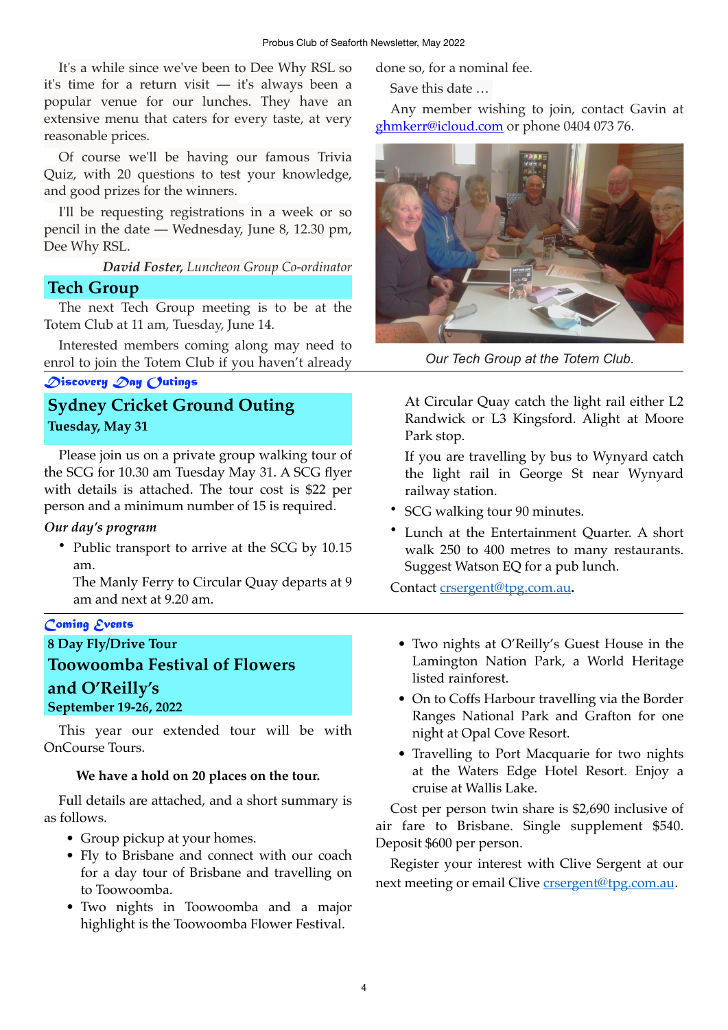It's a while since we've been to Dee Why RSL so it's time for a return visit — it's always been a popular venue for our lunches. They have an extensive menu that caters for every taste, at very reasonable prices.

Of course we'll be having our famous Trivia Quiz, with 20 questions to test your knowledge, and good prizes for the winners.

I'll be requesting registrations in a week or so pencil in the date — Wednesday, June 8, 12.30 pm, Dee Why RSL.

***David Foster,*** *Luncheon Group Co-ordinator*

## Tech Group

The next Tech Group meeting is to be at the Totem Club at 11 am, Tuesday, June 14.

Interested members coming along may need to enrol to join the Totem Club if you haven't already done so, for a nominal fee.

Save this date …

Any member wishing to join, contact Gavin at ghmkerr@icloud.com or phone 0404 073 76.

*Our Tech Group at the Totem Club.*

---

*Discovery Day Outings*

## Sydney Cricket Ground Outing

**Tuesday, May 31**

Please join us on a private group walking tour of the SCG for 10.30 am Tuesday May 31. A SCG flyer with details is attached. The tour cost is $22 per person and a minimum number of 15 is required.

***Our day's program***

- Public transport to arrive at the SCG by 10.15 am.

  The Manly Ferry to Circular Quay departs at 9 am and next at 9.20 am.

  At Circular Quay catch the light rail either L2 Randwick or L3 Kingsford. Alight at Moore Park stop.

  If you are travelling by bus to Wynyard catch the light rail in George St near Wynyard railway station.

- SCG walking tour 90 minutes.
- Lunch at the Entertainment Quarter. A short walk 250 to 400 metres to many restaurants. Suggest Watson EQ for a pub lunch.

Contact crsergent@tpg.com.au**.**

---

*Coming Events*

**8 Day Fly/Drive Tour**

## Toowoomba Festival of Flowers and O'Reilly's

**September 19-26, 2022**

This year our extended tour will be with OnCourse Tours.

**We have a hold on 20 places on the tour.**

Full details are attached, and a short summary is as follows.

- Group pickup at your homes.
- Fly to Brisbane and connect with our coach for a day tour of Brisbane and travelling on to Toowoomba.
- Two nights in Toowoomba and a major highlight is the Toowoomba Flower Festival.
- Two nights at O'Reilly's Guest House in the Lamington Nation Park, a World Heritage listed rainforest.
- On to Coffs Harbour travelling via the Border Ranges National Park and Grafton for one night at Opal Cove Resort.
- Travelling to Port Macquarie for two nights at the Waters Edge Hotel Resort. Enjoy a cruise at Wallis Lake.

Cost per person twin share is $2,690 inclusive of air fare to Brisbane. Single supplement $540. Deposit $600 per person.

Register your interest with Clive Sergent at our next meeting or email Clive crsergent@tpg.com.au.